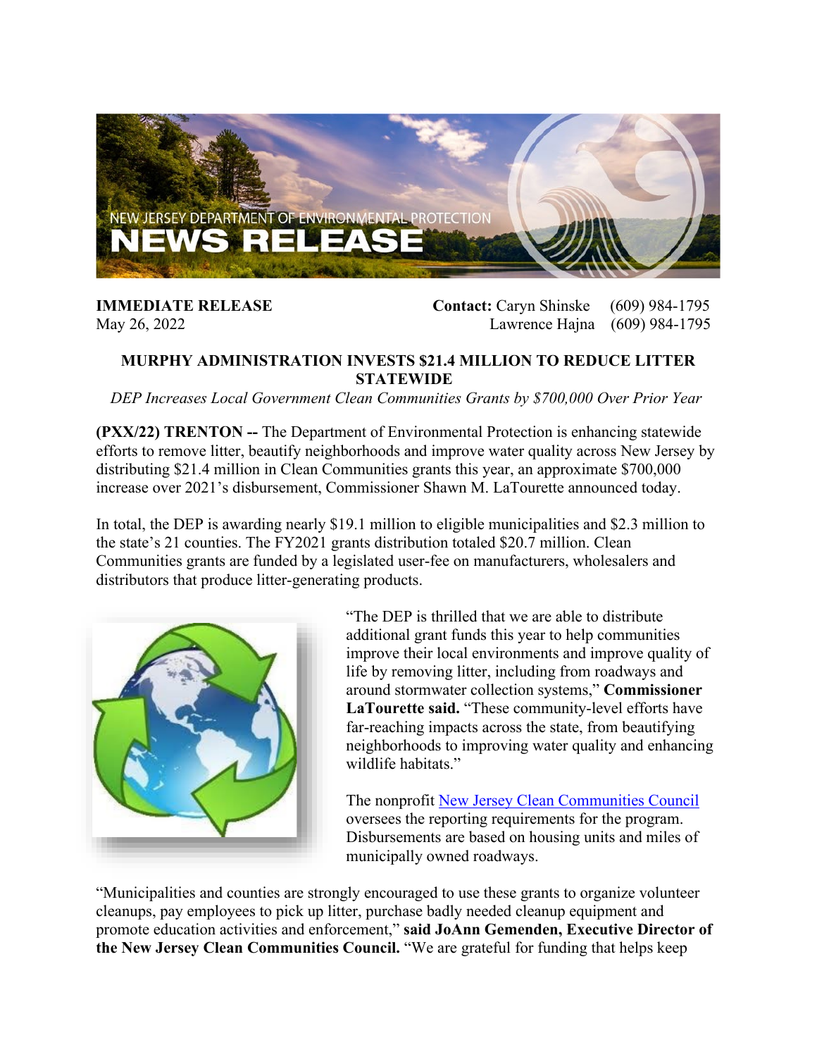NEW JERSEY DEPARTMENT OF ENVIRONMENTAL PROTECTION
# NEWS RELEASE

**IMMEDIATE RELEASE**
May 26, 2022

**Contact:** Caryn Shinske (609) 984-1795
Lawrence Hajna (609) 984-1795

## MURPHY ADMINISTRATION INVESTS $21.4 MILLION TO REDUCE LITTER STATEWIDE

*DEP Increases Local Government Clean Communities Grants by $700,000 Over Prior Year*

**(PXX/22) TRENTON --** The Department of Environmental Protection is enhancing statewide efforts to remove litter, beautify neighborhoods and improve water quality across New Jersey by distributing $21.4 million in Clean Communities grants this year, an approximate $700,000 increase over 2021's disbursement, Commissioner Shawn M. LaTourette announced today.

In total, the DEP is awarding nearly $19.1 million to eligible municipalities and $2.3 million to the state's 21 counties. The FY2021 grants distribution totaled $20.7 million. Clean Communities grants are funded by a legislated user-fee on manufacturers, wholesalers and distributors that produce litter-generating products.

"The DEP is thrilled that we are able to distribute additional grant funds this year to help communities improve their local environments and improve quality of life by removing litter, including from roadways and around stormwater collection systems," **Commissioner LaTourette said.** "These community-level efforts have far-reaching impacts across the state, from beautifying neighborhoods to improving water quality and enhancing wildlife habitats."

The nonprofit [New Jersey Clean Communities Council](#) oversees the reporting requirements for the program. Disbursements are based on housing units and miles of municipally owned roadways.

"Municipalities and counties are strongly encouraged to use these grants to organize volunteer cleanups, pay employees to pick up litter, purchase badly needed cleanup equipment and promote education activities and enforcement," **said JoAnn Gemenden, Executive Director of the New Jersey Clean Communities Council.** "We are grateful for funding that helps keep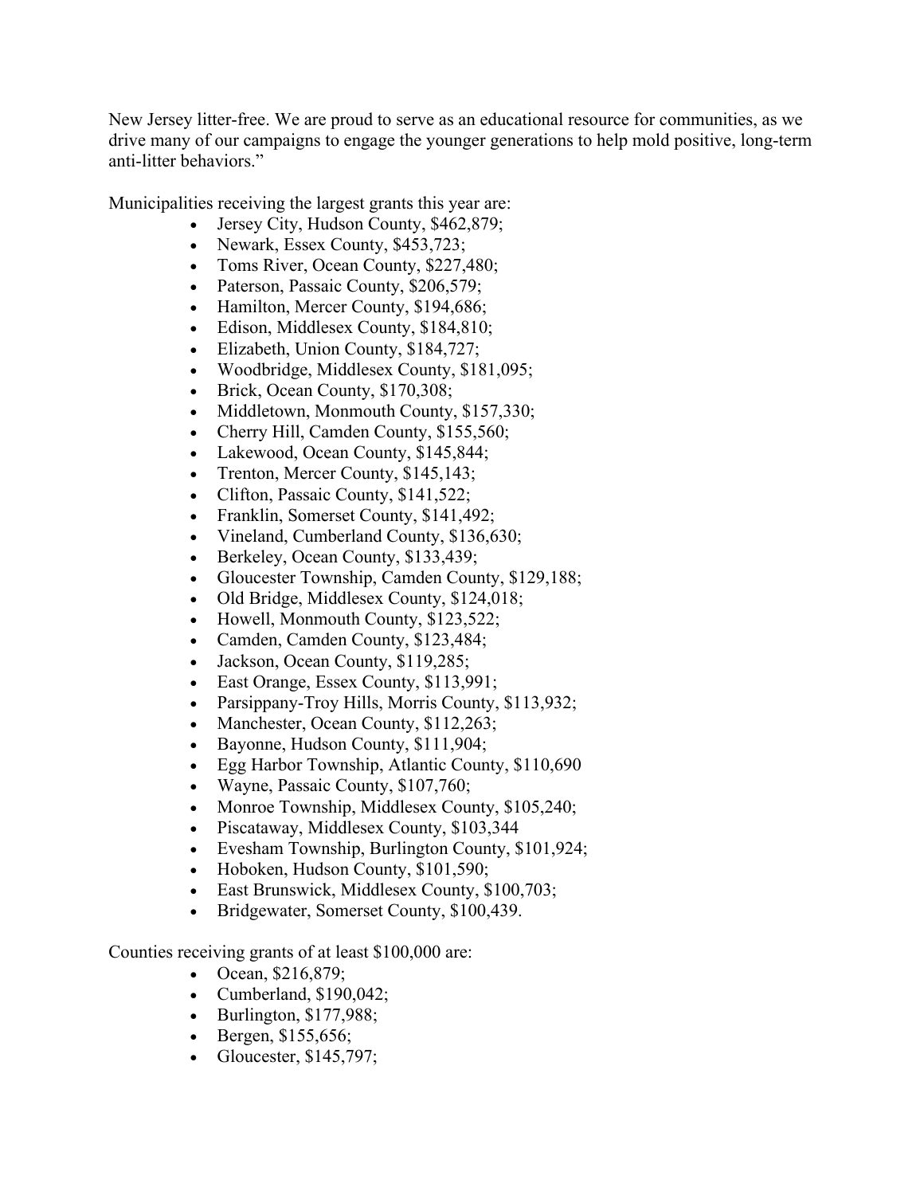New Jersey litter-free. We are proud to serve as an educational resource for communities, as we drive many of our campaigns to engage the younger generations to help mold positive, long-term anti-litter behaviors."

Municipalities receiving the largest grants this year are:

- Jersey City, Hudson County, $462,879;
- Newark, Essex County, $453,723;
- Toms River, Ocean County, $227,480;
- Paterson, Passaic County, $206,579;
- Hamilton, Mercer County, $194,686;
- Edison, Middlesex County, $184,810;
- Elizabeth, Union County, $184,727;
- Woodbridge, Middlesex County, $181,095;
- Brick, Ocean County, $170,308;
- Middletown, Monmouth County, $157,330;
- Cherry Hill, Camden County, $155,560;
- Lakewood, Ocean County, $145,844;
- Trenton, Mercer County, $145,143;
- Clifton, Passaic County, $141,522;
- Franklin, Somerset County, $141,492;
- Vineland, Cumberland County, $136,630;
- Berkeley, Ocean County, $133,439;
- Gloucester Township, Camden County, $129,188;
- Old Bridge, Middlesex County, $124,018;
- Howell, Monmouth County, $123,522;
- Camden, Camden County, $123,484;
- Jackson, Ocean County, $119,285;
- East Orange, Essex County, $113,991;
- Parsippany-Troy Hills, Morris County, $113,932;
- Manchester, Ocean County, $112,263;
- Bayonne, Hudson County, $111,904;
- Egg Harbor Township, Atlantic County, $110,690
- Wayne, Passaic County, $107,760;
- Monroe Township, Middlesex County, $105,240;
- Piscataway, Middlesex County, $103,344
- Evesham Township, Burlington County, $101,924;
- Hoboken, Hudson County, $101,590;
- East Brunswick, Middlesex County, $100,703;
- Bridgewater, Somerset County, $100,439.

Counties receiving grants of at least $100,000 are:

- Ocean, $216,879;
- Cumberland, $190,042;
- Burlington, $177,988;
- Bergen, $155,656;
- Gloucester, $145,797;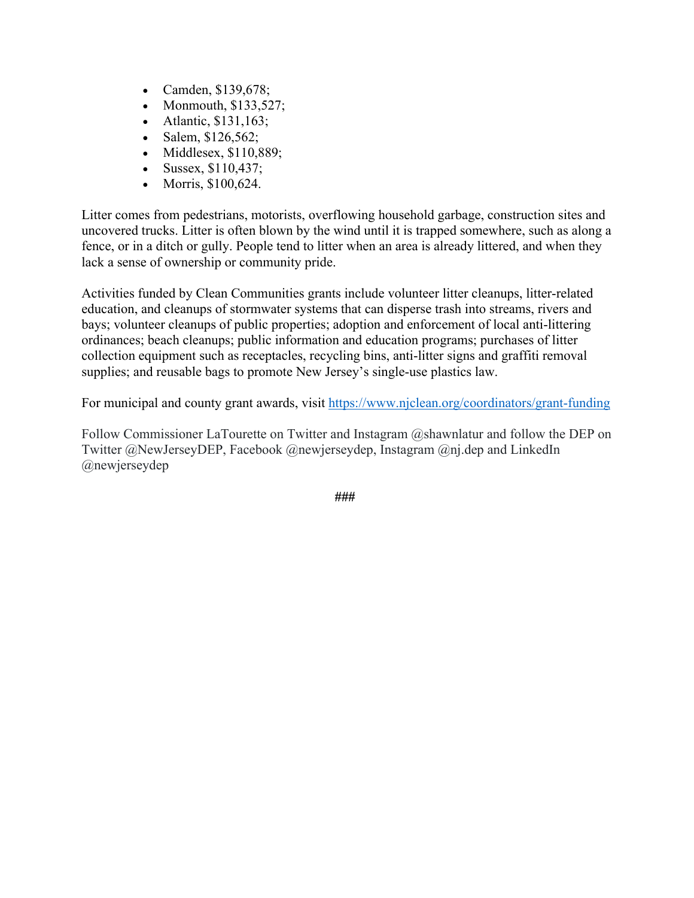- Camden, $139,678;
- Monmouth, $133,527;
- Atlantic, $131,163;
- Salem, $126,562;
- Middlesex, $110,889;
- Sussex, $110,437;
- Morris, $100,624.

Litter comes from pedestrians, motorists, overflowing household garbage, construction sites and uncovered trucks. Litter is often blown by the wind until it is trapped somewhere, such as along a fence, or in a ditch or gully. People tend to litter when an area is already littered, and when they lack a sense of ownership or community pride.

Activities funded by Clean Communities grants include volunteer litter cleanups, litter-related education, and cleanups of stormwater systems that can disperse trash into streams, rivers and bays; volunteer cleanups of public properties; adoption and enforcement of local anti-littering ordinances; beach cleanups; public information and education programs; purchases of litter collection equipment such as receptacles, recycling bins, anti-litter signs and graffiti removal supplies; and reusable bags to promote New Jersey's single-use plastics law.

For municipal and county grant awards, visit [https://www.njclean.org/coordinators/grant-funding](https://www.njclean.org/coordinators/grant-funding)

Follow Commissioner LaTourette on Twitter and Instagram @shawnlatur and follow the DEP on Twitter @NewJerseyDEP, Facebook @newjerseydep, Instagram @nj.dep and LinkedIn @newjerseydep

###